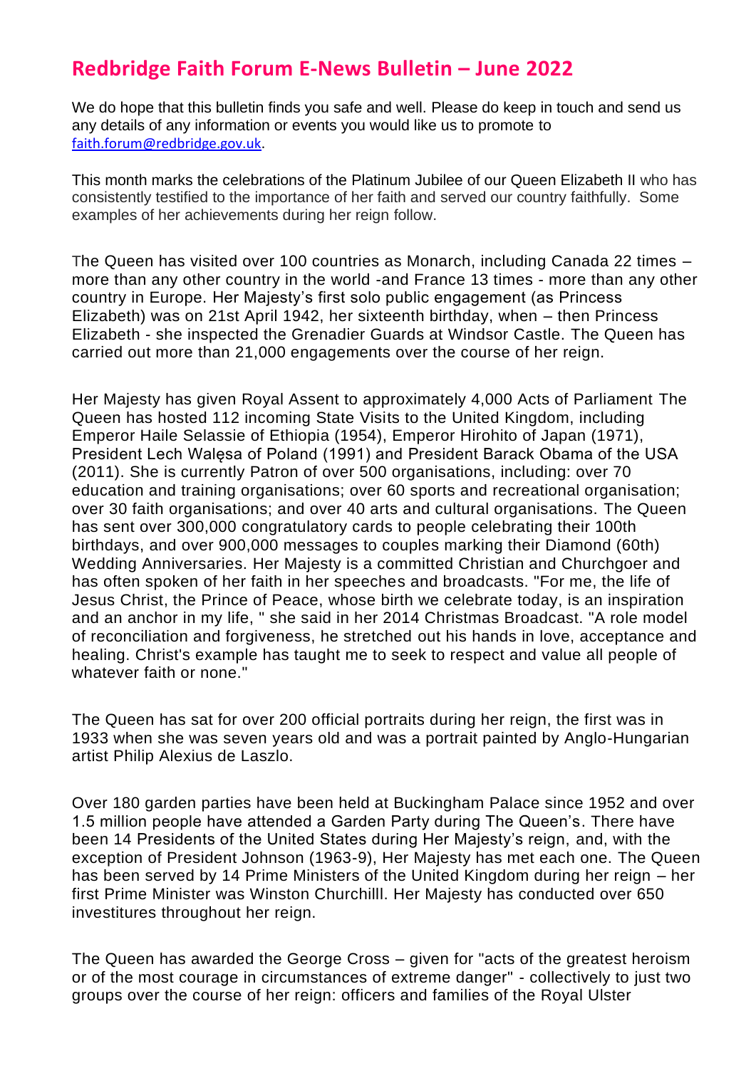# Redbridge Faith Forum E-News Bulletin – June 2022

We do hope that this bulletin finds you safe and well. Please do keep in touch and send us any details of any information or events you would like us to promote to faith.forum@redbridge.gov.uk.

This month marks the celebrations of the Platinum Jubilee of our Queen Elizabeth II who has consistently testified to the importance of her faith and served our country faithfully. Some examples of her achievements during her reign follow.

The Queen has visited over 100 countries as Monarch, including Canada 22 times – more than any other country in the world -and France 13 times - more than any other country in Europe. Her Majesty's first solo public engagement (as Princess Elizabeth) was on 21st April 1942, her sixteenth birthday, when – then Princess Elizabeth - she inspected the Grenadier Guards at Windsor Castle. The Queen has carried out more than 21,000 engagements over the course of her reign.

Her Majesty has given Royal Assent to approximately 4,000 Acts of Parliament The Queen has hosted 112 incoming State Visits to the United Kingdom, including Emperor Haile Selassie of Ethiopia (1954), Emperor Hirohito of Japan (1971), President Lech Walęsa of Poland (1991) and President Barack Obama of the USA (2011). She is currently Patron of over 500 organisations, including: over 70 education and training organisations; over 60 sports and recreational organisation; over 30 faith organisations; and over 40 arts and cultural organisations. The Queen has sent over 300,000 congratulatory cards to people celebrating their 100th birthdays, and over 900,000 messages to couples marking their Diamond (60th) Wedding Anniversaries. Her Majesty is a committed Christian and Churchgoer and has often spoken of her faith in her speeches and broadcasts. "For me, the life of Jesus Christ, the Prince of Peace, whose birth we celebrate today, is an inspiration and an anchor in my life, " she said in her 2014 Christmas Broadcast. "A role model of reconciliation and forgiveness, he stretched out his hands in love, acceptance and healing. Christ's example has taught me to seek to respect and value all people of whatever faith or none."

The Queen has sat for over 200 official portraits during her reign, the first was in 1933 when she was seven years old and was a portrait painted by Anglo-Hungarian artist Philip Alexius de Laszlo.

Over 180 garden parties have been held at Buckingham Palace since 1952 and over 1.5 million people have attended a Garden Party during The Queen's. There have been 14 Presidents of the United States during Her Majesty's reign, and, with the exception of President Johnson (1963-9), Her Majesty has met each one. The Queen has been served by 14 Prime Ministers of the United Kingdom during her reign – her first Prime Minister was Winston Churchilll. Her Majesty has conducted over 650 investitures throughout her reign.

The Queen has awarded the George Cross – given for "acts of the greatest heroism or of the most courage in circumstances of extreme danger" - collectively to just two groups over the course of her reign: officers and families of the Royal Ulster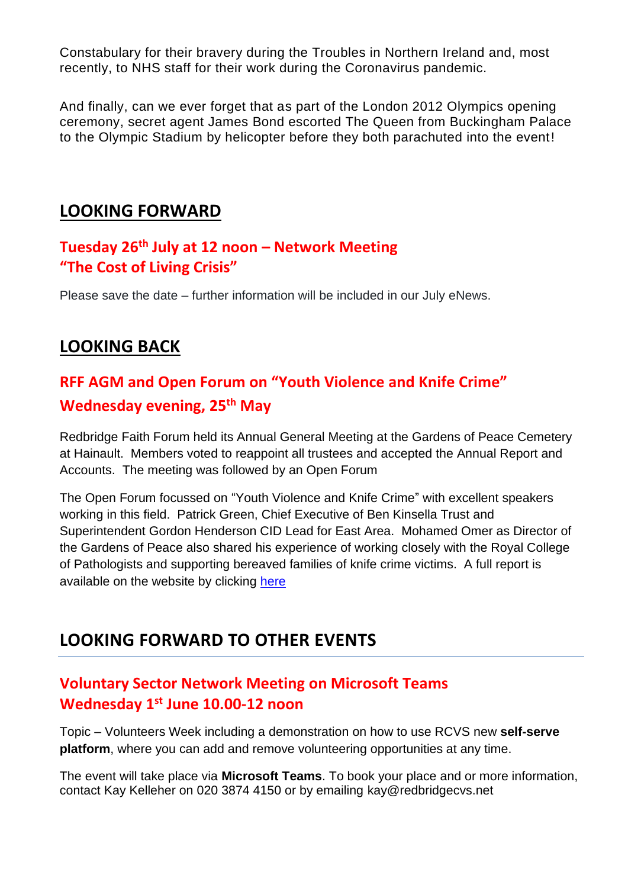Constabulary for their bravery during the Troubles in Northern Ireland and, most recently, to NHS staff for their work during the Coronavirus pandemic.

And finally, can we ever forget that as part of the London 2012 Olympics opening ceremony, secret agent James Bond escorted The Queen from Buckingham Palace to the Olympic Stadium by helicopter before they both parachuted into the event!

## LOOKING FORWARD

### Tuesday 26th July at 12 noon – Network Meeting
### "The Cost of Living Crisis"

Please save the date – further information will be included in our July eNews.

## LOOKING BACK

### RFF AGM and Open Forum on "Youth Violence and Knife Crime"
### Wednesday evening, 25th May

Redbridge Faith Forum held its Annual General Meeting at the Gardens of Peace Cemetery at Hainault. Members voted to reappoint all trustees and accepted the Annual Report and Accounts. The meeting was followed by an Open Forum

The Open Forum focussed on "Youth Violence and Knife Crime" with excellent speakers working in this field. Patrick Green, Chief Executive of Ben Kinsella Trust and Superintendent Gordon Henderson CID Lead for East Area. Mohamed Omer as Director of the Gardens of Peace also shared his experience of working closely with the Royal College of Pathologists and supporting bereaved families of knife crime victims. A full report is available on the website by clicking here

## LOOKING FORWARD TO OTHER EVENTS

### Voluntary Sector Network Meeting on Microsoft Teams
### Wednesday 1st June 10.00-12 noon

Topic – Volunteers Week including a demonstration on how to use RCVS new **self-serve platform**, where you can add and remove volunteering opportunities at any time.

The event will take place via **Microsoft Teams**. To book your place and or more information, contact Kay Kelleher on 020 3874 4150 or by emailing kay@redbridgecvs.net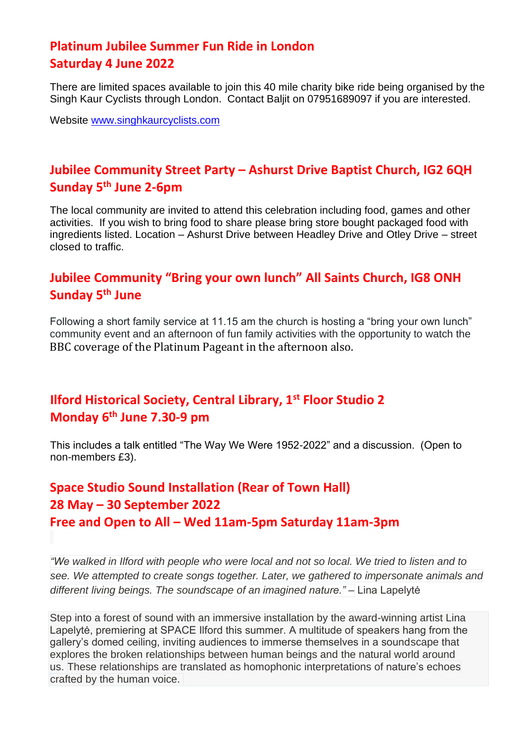## Platinum Jubilee Summer Fun Ride in London
## Saturday 4 June 2022

There are limited spaces available to join this 40 mile charity bike ride being organised by the Singh Kaur Cyclists through London. Contact Baljit on 07951689097 if you are interested.

Website www.singhkaurcyclists.com

## Jubilee Community Street Party – Ashurst Drive Baptist Church, IG2 6QH
## Sunday 5th June 2-6pm

The local community are invited to attend this celebration including food, games and other activities. If you wish to bring food to share please bring store bought packaged food with ingredients listed. Location – Ashurst Drive between Headley Drive and Otley Drive – street closed to traffic.

## Jubilee Community "Bring your own lunch" All Saints Church, IG8 ONH
## Sunday 5th June

Following a short family service at 11.15 am the church is hosting a "bring your own lunch" community event and an afternoon of fun family activities with the opportunity to watch the BBC coverage of the Platinum Pageant in the afternoon also.

## Ilford Historical Society, Central Library, 1st Floor Studio 2
## Monday 6th June 7.30-9 pm

This includes a talk entitled "The Way We Were 1952-2022" and a discussion. (Open to non-members £3).

## Space Studio Sound Installation (Rear of Town Hall)
## 28 May – 30 September 2022
## Free and Open to All – Wed 11am-5pm Saturday 11am-3pm

*"We walked in Ilford with people who were local and not so local. We tried to listen and to see. We attempted to create songs together. Later, we gathered to impersonate animals and different living beings. The soundscape of an imagined nature."* – Lina Lapelytė

Step into a forest of sound with an immersive installation by the award-winning artist Lina Lapelytė, premiering at SPACE Ilford this summer. A multitude of speakers hang from the gallery's domed ceiling, inviting audiences to immerse themselves in a soundscape that explores the broken relationships between human beings and the natural world around us. These relationships are translated as homophonic interpretations of nature's echoes crafted by the human voice.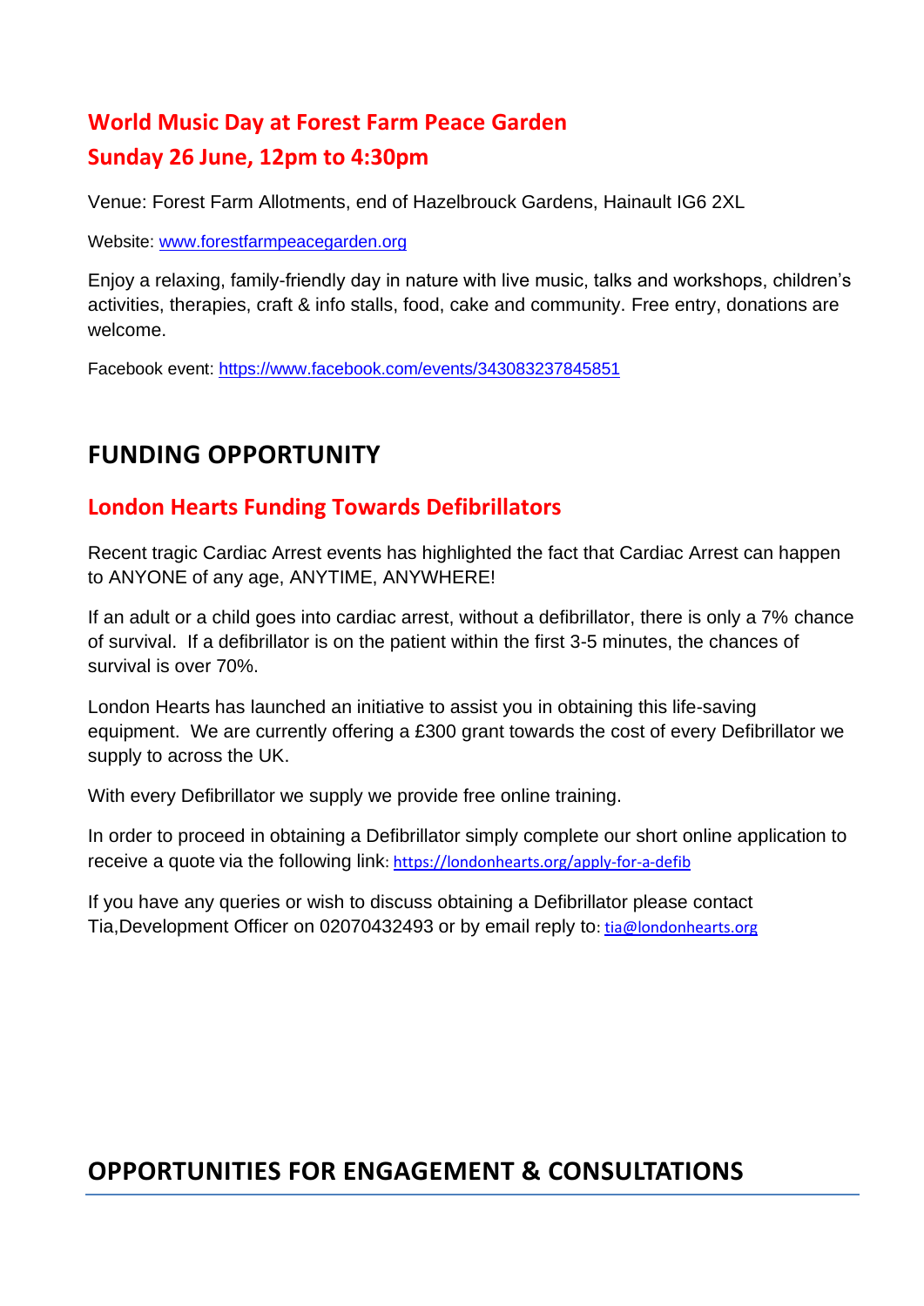### World Music Day at Forest Farm Peace Garden

### Sunday 26 June, 12pm to 4:30pm

Venue: Forest Farm Allotments, end of Hazelbrouck Gardens, Hainault IG6 2XL

Website: [www.forestfarmpeacegarden.org](http://www.forestfarmpeacegarden.org)

Enjoy a relaxing, family-friendly day in nature with live music, talks and workshops, children's activities, therapies, craft & info stalls, food, cake and community. Free entry, donations are welcome.

Facebook event: [https://www.facebook.com/events/343083237845851](https://www.facebook.com/events/343083237845851)

## FUNDING OPPORTUNITY

### London Hearts Funding Towards Defibrillators

Recent tragic Cardiac Arrest events has highlighted the fact that Cardiac Arrest can happen to ANYONE of any age, ANYTIME, ANYWHERE!

If an adult or a child goes into cardiac arrest, without a defibrillator, there is only a 7% chance of survival. If a defibrillator is on the patient within the first 3-5 minutes, the chances of survival is over 70%.

London Hearts has launched an initiative to assist you in obtaining this life-saving equipment. We are currently offering a £300 grant towards the cost of every Defibrillator we supply to across the UK.

With every Defibrillator we supply we provide free online training.

In order to proceed in obtaining a Defibrillator simply complete our short online application to receive a quote via the following link: [https://londonhearts.org/apply-for-a-defib](https://londonhearts.org/apply-for-a-defib)

If you have any queries or wish to discuss obtaining a Defibrillator please contact Tia,Development Officer on 02070432493 or by email reply to: [tia@londonhearts.org](mailto:tia@londonhearts.org)

## OPPORTUNITIES FOR ENGAGEMENT & CONSULTATIONS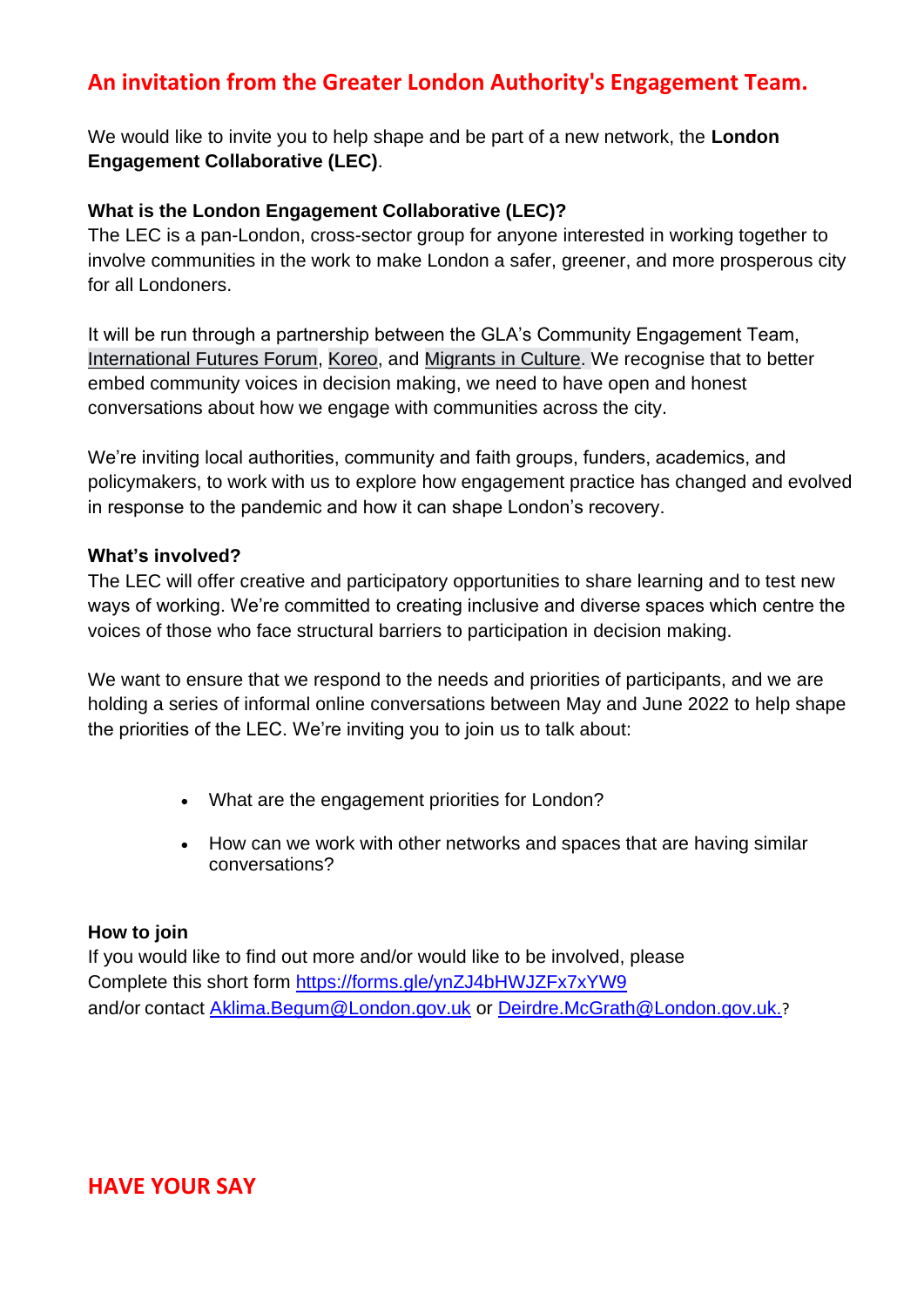## An invitation from the Greater London Authority's Engagement Team.

We would like to invite you to help shape and be part of a new network, the **London Engagement Collaborative (LEC)**.

**What is the London Engagement Collaborative (LEC)?**
The LEC is a pan-London, cross-sector group for anyone interested in working together to involve communities in the work to make London a safer, greener, and more prosperous city for all Londoners.

It will be run through a partnership between the GLA's Community Engagement Team, International Futures Forum, Koreo, and Migrants in Culture. We recognise that to better embed community voices in decision making, we need to have open and honest conversations about how we engage with communities across the city.

We're inviting local authorities, community and faith groups, funders, academics, and policymakers, to work with us to explore how engagement practice has changed and evolved in response to the pandemic and how it can shape London's recovery.

**What's involved?**
The LEC will offer creative and participatory opportunities to share learning and to test new ways of working. We're committed to creating inclusive and diverse spaces which centre the voices of those who face structural barriers to participation in decision making.

We want to ensure that we respond to the needs and priorities of participants, and we are holding a series of informal online conversations between May and June 2022 to help shape the priorities of the LEC. We're inviting you to join us to talk about:

- What are the engagement priorities for London?
- How can we work with other networks and spaces that are having similar conversations?

**How to join**
If you would like to find out more and/or would like to be involved, please
Complete this short form https://forms.gle/ynZJ4bHWJZFx7xYW9
and/or contact Aklima.Begum@London.gov.uk or Deirdre.McGrath@London.gov.uk.?

## HAVE YOUR SAY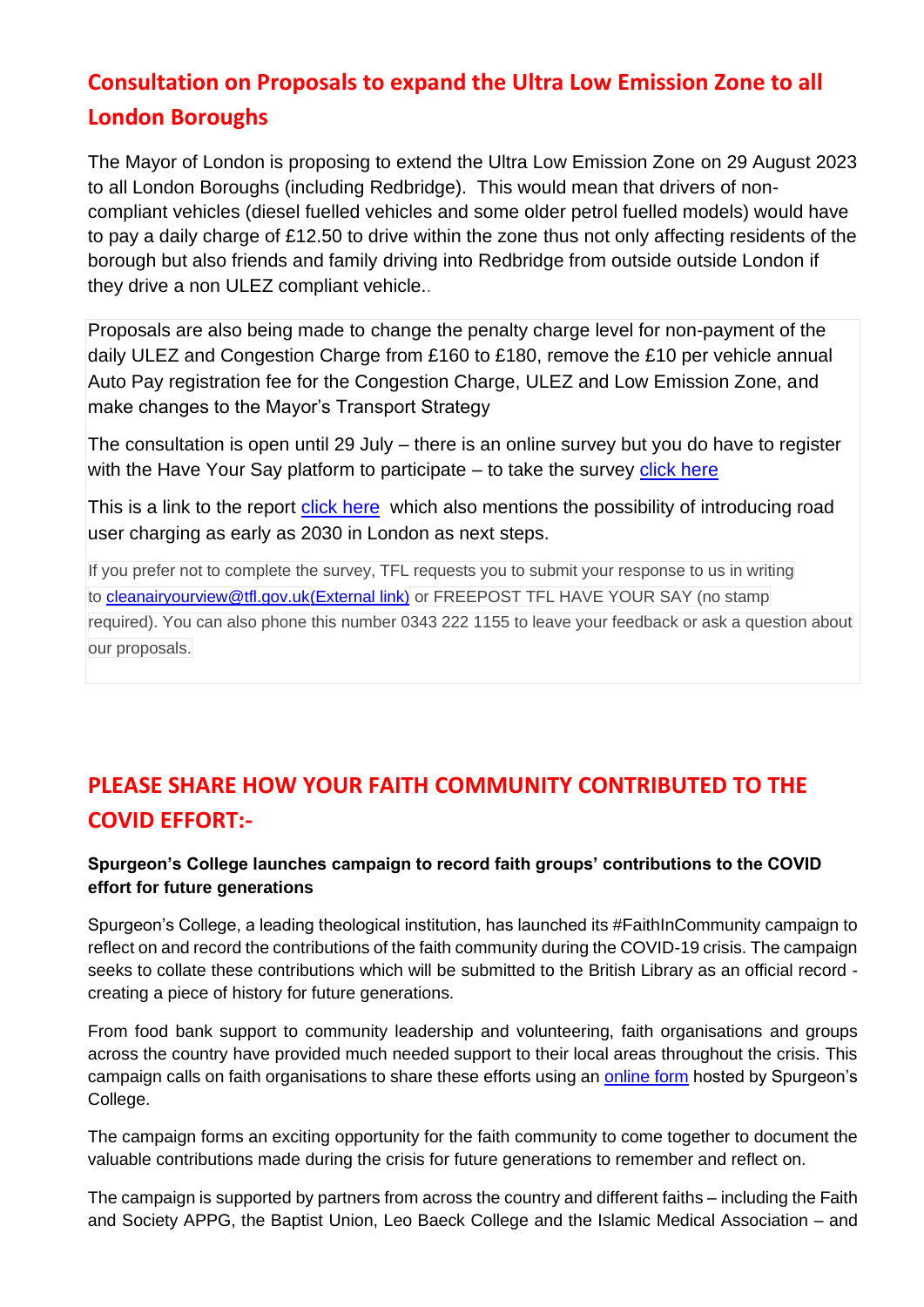## Consultation on Proposals to expand the Ultra Low Emission Zone to all London Boroughs

The Mayor of London is proposing to extend the Ultra Low Emission Zone on 29 August 2023 to all London Boroughs (including Redbridge). This would mean that drivers of non-compliant vehicles (diesel fuelled vehicles and some older petrol fuelled models) would have to pay a daily charge of £12.50 to drive within the zone thus not only affecting residents of the borough but also friends and family driving into Redbridge from outside outside London if they drive a non ULEZ compliant vehicle..

Proposals are also being made to change the penalty charge level for non-payment of the daily ULEZ and Congestion Charge from £160 to £180, remove the £10 per vehicle annual Auto Pay registration fee for the Congestion Charge, ULEZ and Low Emission Zone, and make changes to the Mayor's Transport Strategy

The consultation is open until 29 July – there is an online survey but you do have to register with the Have Your Say platform to participate – to take the survey click here

This is a link to the report click here which also mentions the possibility of introducing road user charging as early as 2030 in London as next steps.

If you prefer not to complete the survey, TFL requests you to submit your response to us in writing to cleanairyourview@tfl.gov.uk(External link) or FREEPOST TFL HAVE YOUR SAY (no stamp required). You can also phone this number 0343 222 1155 to leave your feedback or ask a question about our proposals.

## PLEASE SHARE HOW YOUR FAITH COMMUNITY CONTRIBUTED TO THE COVID EFFORT:-

**Spurgeon's College launches campaign to record faith groups' contributions to the COVID effort for future generations**

Spurgeon's College, a leading theological institution, has launched its #FaithInCommunity campaign to reflect on and record the contributions of the faith community during the COVID-19 crisis. The campaign seeks to collate these contributions which will be submitted to the British Library as an official record - creating a piece of history for future generations.

From food bank support to community leadership and volunteering, faith organisations and groups across the country have provided much needed support to their local areas throughout the crisis. This campaign calls on faith organisations to share these efforts using an online form hosted by Spurgeon's College.

The campaign forms an exciting opportunity for the faith community to come together to document the valuable contributions made during the crisis for future generations to remember and reflect on.

The campaign is supported by partners from across the country and different faiths – including the Faith and Society APPG, the Baptist Union, Leo Baeck College and the Islamic Medical Association – and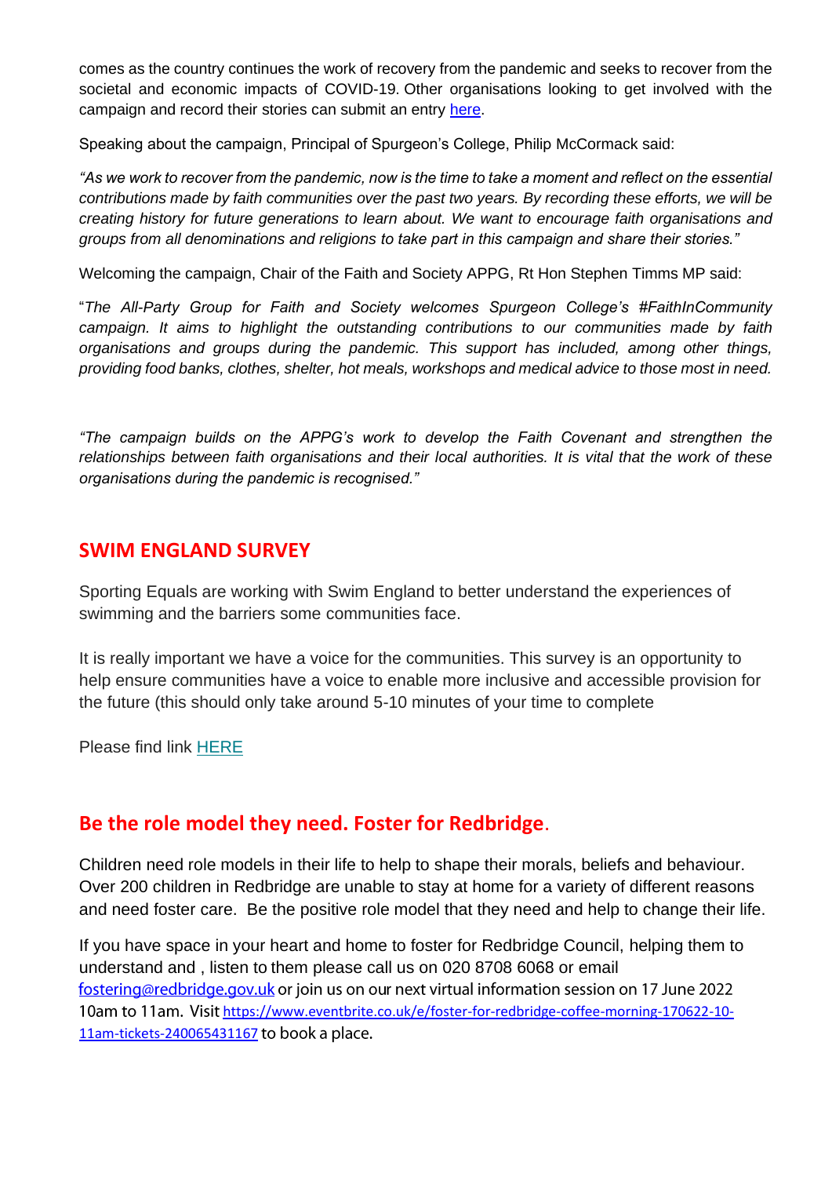comes as the country continues the work of recovery from the pandemic and seeks to recover from the societal and economic impacts of COVID-19. Other organisations looking to get involved with the campaign and record their stories can submit an entry here.

Speaking about the campaign, Principal of Spurgeon's College, Philip McCormack said:

*"As we work to recover from the pandemic, now is the time to take a moment and reflect on the essential contributions made by faith communities over the past two years. By recording these efforts, we will be creating history for future generations to learn about. We want to encourage faith organisations and groups from all denominations and religions to take part in this campaign and share their stories."*

Welcoming the campaign, Chair of the Faith and Society APPG, Rt Hon Stephen Timms MP said:

"*The All-Party Group for Faith and Society welcomes Spurgeon College's #FaithInCommunity campaign. It aims to highlight the outstanding contributions to our communities made by faith organisations and groups during the pandemic. This support has included, among other things, providing food banks, clothes, shelter, hot meals, workshops and medical advice to those most in need.*

*"The campaign builds on the APPG's work to develop the Faith Covenant and strengthen the relationships between faith organisations and their local authorities. It is vital that the work of these organisations during the pandemic is recognised."*

## SWIM ENGLAND SURVEY

Sporting Equals are working with Swim England to better understand the experiences of swimming and the barriers some communities face.

It is really important we have a voice for the communities. This survey is an opportunity to help ensure communities have a voice to enable more inclusive and accessible provision for the future (this should only take around 5-10 minutes of your time to complete

Please find link HERE

## Be the role model they need. Foster for Redbridge.

Children need role models in their life to help to shape their morals, beliefs and behaviour. Over 200 children in Redbridge are unable to stay at home for a variety of different reasons and need foster care. Be the positive role model that they need and help to change their life.

If you have space in your heart and home to foster for Redbridge Council, helping them to understand and , listen to them please call us on 020 8708 6068 or email fostering@redbridge.gov.uk or join us on our next virtual information session on 17 June 2022 10am to 11am. Visit https://www.eventbrite.co.uk/e/foster-for-redbridge-coffee-morning-170622-10-11am-tickets-240065431167 to book a place.